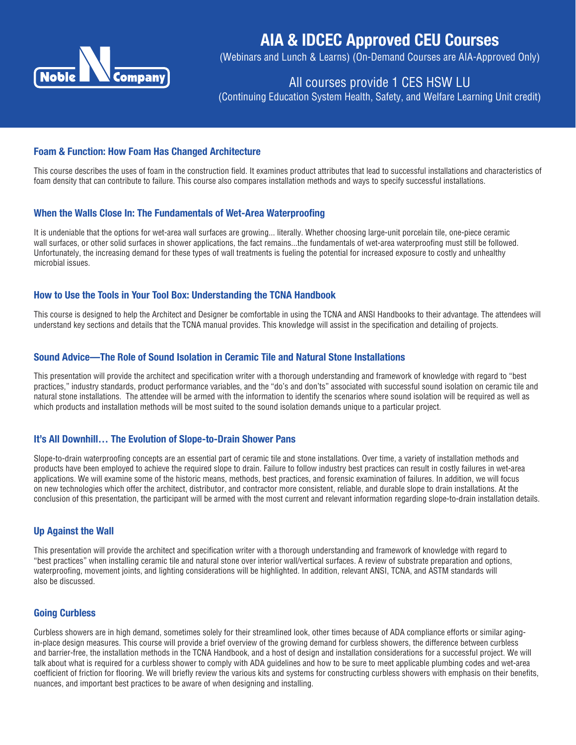Noble Company

# AIA & IDCEC Approved CEU Courses

(Webinars and Lunch & Learns) (On-Demand Courses are AIA-Approved Only)

All courses provide 1 CES HSW LU

(Continuing Education System Health, Safety, and Welfare Learning Unit credit)

### Foam & Function: How Foam Has Changed Architecture

This course describes the uses of foam in the construction field. It examines product attributes that lead to successful installations and characteristics of foam density that can contribute to failure. This course also compares installation methods and ways to specify successful installations.

### When the Walls Close In: The Fundamentals of Wet-Area Waterproofing

It is undeniable that the options for wet-area wall surfaces are growing... literally. Whether choosing large-unit porcelain tile, one-piece ceramic wall surfaces, or other solid surfaces in shower applications, the fact remains...the fundamentals of wet-area waterproofing must still be followed. Unfortunately, the increasing demand for these types of wall treatments is fueling the potential for increased exposure to costly and unhealthy microbial issues.

### How to Use the Tools in Your Tool Box: Understanding the TCNA Handbook

This course is designed to help the Architect and Designer be comfortable in using the TCNA and ANSI Handbooks to their advantage. The attendees will understand key sections and details that the TCNA manual provides. This knowledge will assist in the specification and detailing of projects.

### Sound Advice—The Role of Sound Isolation in Ceramic Tile and Natural Stone Installations

This presentation will provide the architect and specification writer with a thorough understanding and framework of knowledge with regard to "best practices," industry standards, product performance variables, and the "do's and don'ts" associated with successful sound isolation on ceramic tile and natural stone installations. The attendee will be armed with the information to identify the scenarios where sound isolation will be required as well as which products and installation methods will be most suited to the sound isolation demands unique to a particular project.

### It's All Downhill… The Evolution of Slope-to-Drain Shower Pans

Slope-to-drain waterproofing concepts are an essential part of ceramic tile and stone installations. Over time, a variety of installation methods and products have been employed to achieve the required slope to drain. Failure to follow industry best practices can result in costly failures in wet-area applications. We will examine some of the historic means, methods, best practices, and forensic examination of failures. In addition, we will focus on new technologies which offer the architect, distributor, and contractor more consistent, reliable, and durable slope to drain installations. At the conclusion of this presentation, the participant will be armed with the most current and relevant information regarding slope-to-drain installation details.

### Up Against the Wall

This presentation will provide the architect and specification writer with a thorough understanding and framework of knowledge with regard to "best practices" when installing ceramic tile and natural stone over interior wall/vertical surfaces. A review of substrate preparation and options, waterproofing, movement joints, and lighting considerations will be highlighted. In addition, relevant ANSI, TCNA, and ASTM standards will also be discussed.

### Going Curbless

Curbless showers are in high demand, sometimes solely for their streamlined look, other times because of ADA compliance efforts or similar aging-in-place design measures. This course will provide a brief overview of the growing demand for curbless showers, the difference between curbless and barrier-free, the installation methods in the TCNA Handbook, and a host of design and installation considerations for a successful project. We will talk about what is required for a curbless shower to comply with ADA guidelines and how to be sure to meet applicable plumbing codes and wet-area coefficient of friction for flooring. We will briefly review the various kits and systems for constructing curbless showers with emphasis on their benefits, nuances, and important best practices to be aware of when designing and installing.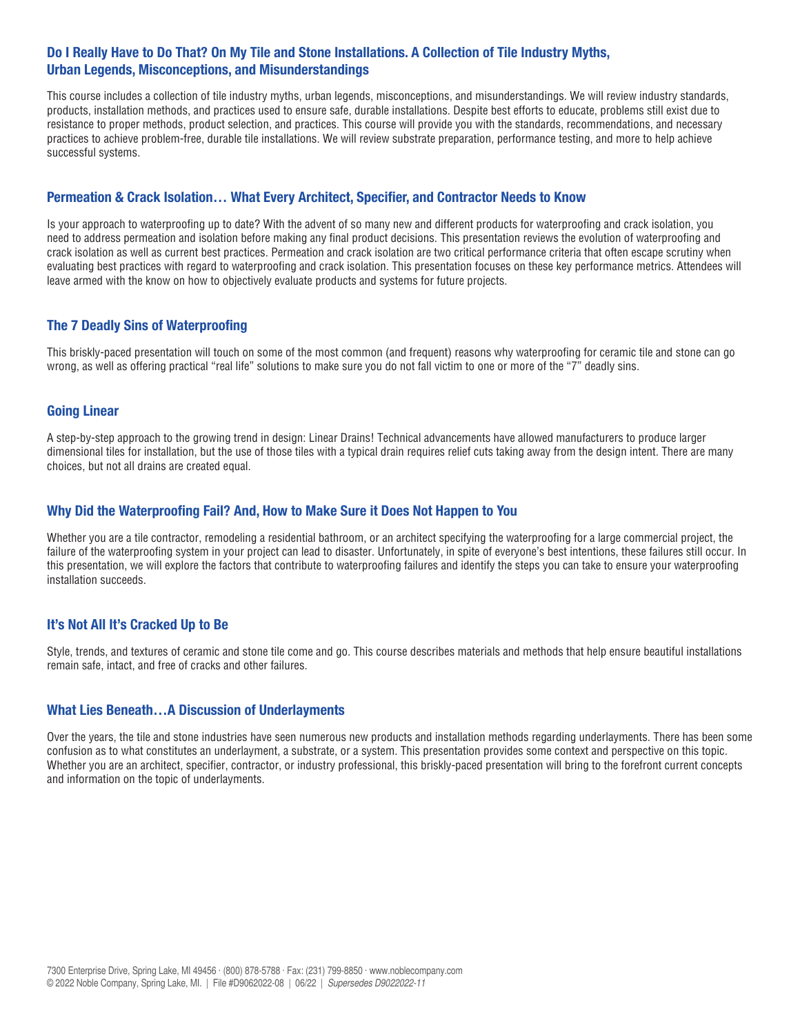## Do I Really Have to Do That? On My Tile and Stone Installations. A Collection of Tile Industry Myths, Urban Legends, Misconceptions, and Misunderstandings

This course includes a collection of tile industry myths, urban legends, misconceptions, and misunderstandings. We will review industry standards, products, installation methods, and practices used to ensure safe, durable installations. Despite best efforts to educate, problems still exist due to resistance to proper methods, product selection, and practices. This course will provide you with the standards, recommendations, and necessary practices to achieve problem-free, durable tile installations. We will review substrate preparation, performance testing, and more to help achieve successful systems.

## Permeation & Crack Isolation… What Every Architect, Specifier, and Contractor Needs to Know

Is your approach to waterproofing up to date? With the advent of so many new and different products for waterproofing and crack isolation, you need to address permeation and isolation before making any final product decisions. This presentation reviews the evolution of waterproofing and crack isolation as well as current best practices. Permeation and crack isolation are two critical performance criteria that often escape scrutiny when evaluating best practices with regard to waterproofing and crack isolation. This presentation focuses on these key performance metrics. Attendees will leave armed with the know on how to objectively evaluate products and systems for future projects.

## The 7 Deadly Sins of Waterproofing

This briskly-paced presentation will touch on some of the most common (and frequent) reasons why waterproofing for ceramic tile and stone can go wrong, as well as offering practical "real life" solutions to make sure you do not fall victim to one or more of the "7" deadly sins.

## Going Linear

A step-by-step approach to the growing trend in design: Linear Drains! Technical advancements have allowed manufacturers to produce larger dimensional tiles for installation, but the use of those tiles with a typical drain requires relief cuts taking away from the design intent. There are many choices, but not all drains are created equal.

## Why Did the Waterproofing Fail? And, How to Make Sure it Does Not Happen to You

Whether you are a tile contractor, remodeling a residential bathroom, or an architect specifying the waterproofing for a large commercial project, the failure of the waterproofing system in your project can lead to disaster. Unfortunately, in spite of everyone's best intentions, these failures still occur. In this presentation, we will explore the factors that contribute to waterproofing failures and identify the steps you can take to ensure your waterproofing installation succeeds.

## It's Not All It's Cracked Up to Be

Style, trends, and textures of ceramic and stone tile come and go. This course describes materials and methods that help ensure beautiful installations remain safe, intact, and free of cracks and other failures.

## What Lies Beneath…A Discussion of Underlayments

Over the years, the tile and stone industries have seen numerous new products and installation methods regarding underlayments. There has been some confusion as to what constitutes an underlayment, a substrate, or a system. This presentation provides some context and perspective on this topic. Whether you are an architect, specifier, contractor, or industry professional, this briskly-paced presentation will bring to the forefront current concepts and information on the topic of underlayments.

7300 Enterprise Drive, Spring Lake, MI 49456 · (800) 878-5788 · Fax: (231) 799-8850 · www.noblecompany.com
© 2022 Noble Company, Spring Lake, MI. | File #D9062022-08 | 06/22 | *Supersedes D9022022-11*